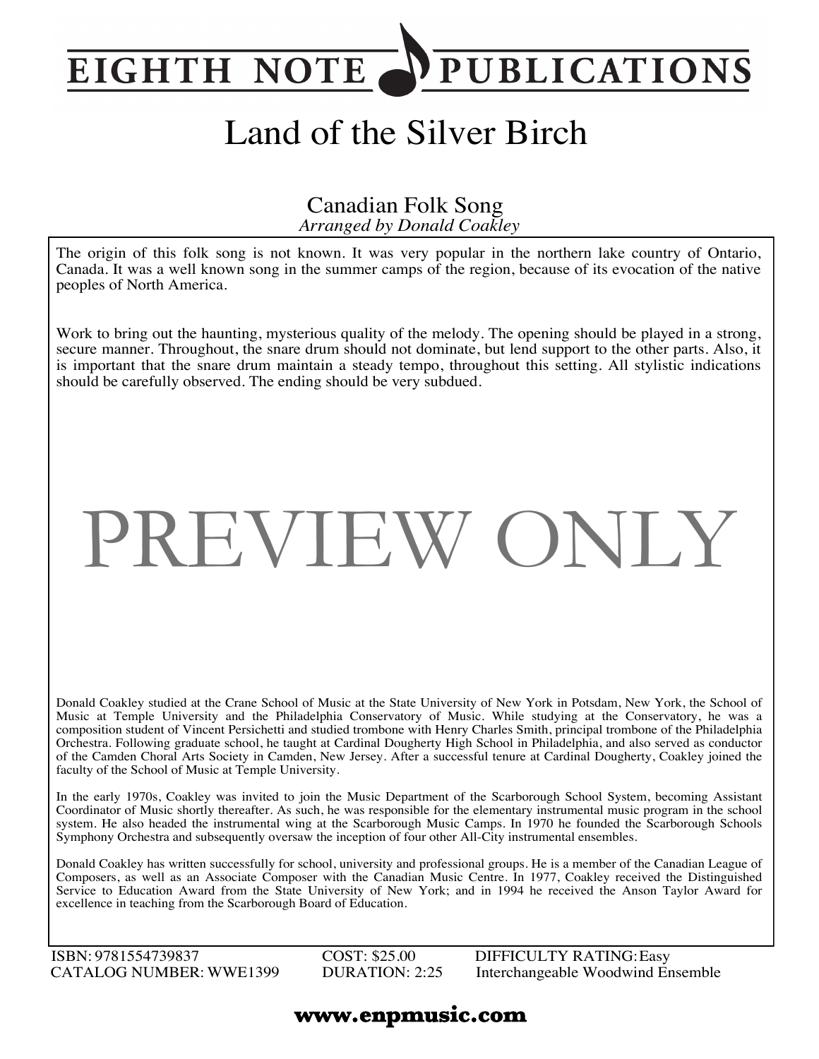# EIGHTH NOTE PUBLICATIONS

# Land of the Silver Birch

Canadian Folk Song

*Arranged by Donald Coakley*

The origin of this folk song is not known. It was very popular in the northern lake country of Ontario, Canada. It was a well known song in the summer camps of the region, because of its evocation of the native peoples of North America.

Work to bring out the haunting, mysterious quality of the melody. The opening should be played in a strong, secure manner. Throughout, the snare drum should not dominate, but lend support to the other parts. Also, it is important that the snare drum maintain a steady tempo, throughout this setting. All stylistic indications should be carefully observed. The ending should be very subdued.

PREVIEW ONLY

Donald Coakley studied at the Crane School of Music at the State University of New York in Potsdam, New York, the School of Music at Temple University and the Philadelphia Conservatory of Music. While studying at the Conservatory, he was a composition student of Vincent Persichetti and studied trombone with Henry Charles Smith, principal trombone of the Philadelphia Orchestra. Following graduate school, he taught at Cardinal Dougherty High School in Philadelphia, and also served as conductor of the Camden Choral Arts Society in Camden, New Jersey. After a successful tenure at Cardinal Dougherty, Coakley joined the faculty of the School of Music at Temple University.

In the early 1970s, Coakley was invited to join the Music Department of the Scarborough School System, becoming Assistant Coordinator of Music shortly thereafter. As such, he was responsible for the elementary instrumental music program in the school system. He also headed the instrumental wing at the Scarborough Music Camps. In 1970 he founded the Scarborough Schools Symphony Orchestra and subsequently oversaw the inception of four other All-City instrumental ensembles.

Donald Coakley has written successfully for school, university and professional groups. He is a member of the Canadian League of Composers, as well as an Associate Composer with the Canadian Music Centre. In 1977, Coakley received the Distinguished Service to Education Award from the State University of New York; and in 1994 he received the Anson Taylor Award for excellence in teaching from the Scarborough Board of Education.

| | | |
|---|---|---|
| ISBN: 9781554739837 | COST: $25.00 | DIFFICULTY RATING: Easy |
| CATALOG NUMBER: WWE1399 | DURATION: 2:25 | Interchangeable Woodwind Ensemble |

**www.enpmusic.com**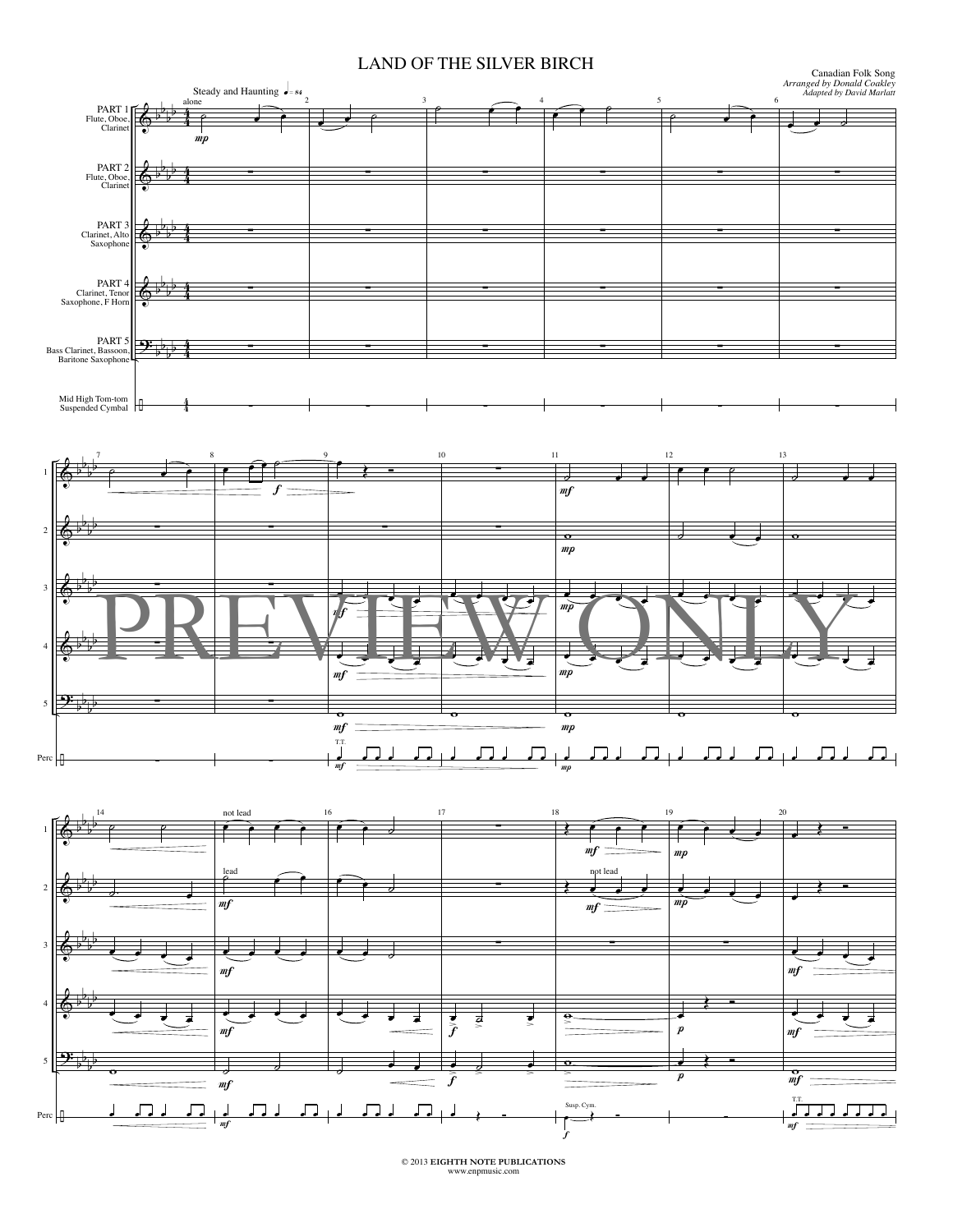# LAND OF THE SILVER BIRCH

Canadian Folk Song
*Arranged by Donald Coakley*
*Adapted by David Marlatt*

Steady and Haunting ♩ = 84

PART 1 Flute, Oboe, Clarinet
PART 2 Flute, Oboe, Clarinet
PART 3 Clarinet, Alto Saxophone
PART 4 Clarinet, Tenor Saxophone, F Horn
PART 5 Bass Clarinet, Bassoon, Baritone Saxophone
Mid High Tom-tom
Suspended Cymbal

alone *mp*

*f*

*mf* *mp* T.T.

not lead

lead

not lead

Susp. Cym.

*p*

PREVIEW ONLY

© 2013 EIGHTH NOTE PUBLICATIONS
www.enpmusic.com